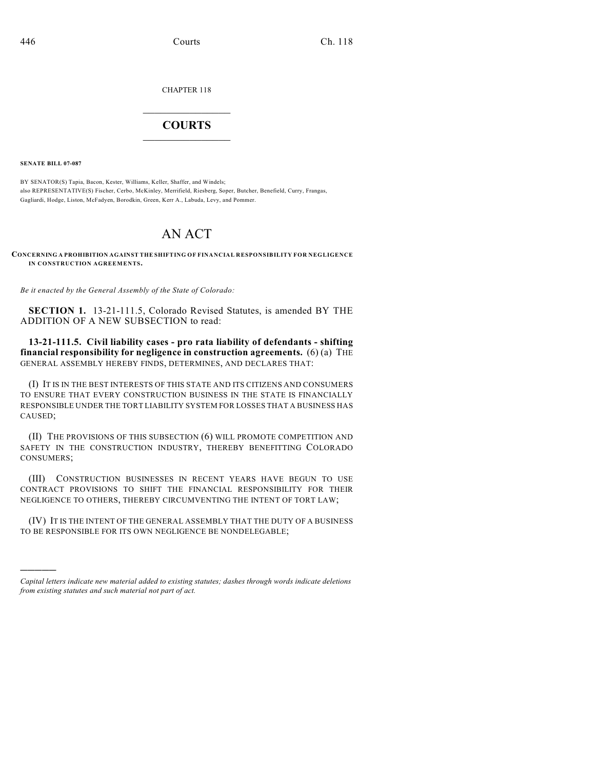CHAPTER 118

# COURTS

**SENATE BILL 07-087**

BY SENATOR(S) Tapia, Bacon, Kester, Williams, Keller, Shaffer, and Windels;
also REPRESENTATIVE(S) Fischer, Cerbo, McKinley, Merrifield, Riesberg, Soper, Butcher, Benefield, Curry, Frangas, Gagliardi, Hodge, Liston, McFadyen, Borodkin, Green, Kerr A., Labuda, Levy, and Pommer.

# AN ACT

**CONCERNING A PROHIBITION AGAINST THE SHIFTING OF FINANCIAL RESPONSIBILITY FOR NEGLIGENCE IN CONSTRUCTION AGREEMENTS.**

*Be it enacted by the General Assembly of the State of Colorado:*

**SECTION 1.** 13-21-111.5, Colorado Revised Statutes, is amended BY THE ADDITION OF A NEW SUBSECTION to read:

**13-21-111.5. Civil liability cases - pro rata liability of defendants - shifting financial responsibility for negligence in construction agreements.** (6) (a) THE GENERAL ASSEMBLY HEREBY FINDS, DETERMINES, AND DECLARES THAT:

(I) IT IS IN THE BEST INTERESTS OF THIS STATE AND ITS CITIZENS AND CONSUMERS TO ENSURE THAT EVERY CONSTRUCTION BUSINESS IN THE STATE IS FINANCIALLY RESPONSIBLE UNDER THE TORT LIABILITY SYSTEM FOR LOSSES THAT A BUSINESS HAS CAUSED;

(II) THE PROVISIONS OF THIS SUBSECTION (6) WILL PROMOTE COMPETITION AND SAFETY IN THE CONSTRUCTION INDUSTRY, THEREBY BENEFITTING COLORADO CONSUMERS;

(III) CONSTRUCTION BUSINESSES IN RECENT YEARS HAVE BEGUN TO USE CONTRACT PROVISIONS TO SHIFT THE FINANCIAL RESPONSIBILITY FOR THEIR NEGLIGENCE TO OTHERS, THEREBY CIRCUMVENTING THE INTENT OF TORT LAW;

(IV) IT IS THE INTENT OF THE GENERAL ASSEMBLY THAT THE DUTY OF A BUSINESS TO BE RESPONSIBLE FOR ITS OWN NEGLIGENCE BE NONDELEGABLE;

---

*Capital letters indicate new material added to existing statutes; dashes through words indicate deletions from existing statutes and such material not part of act.*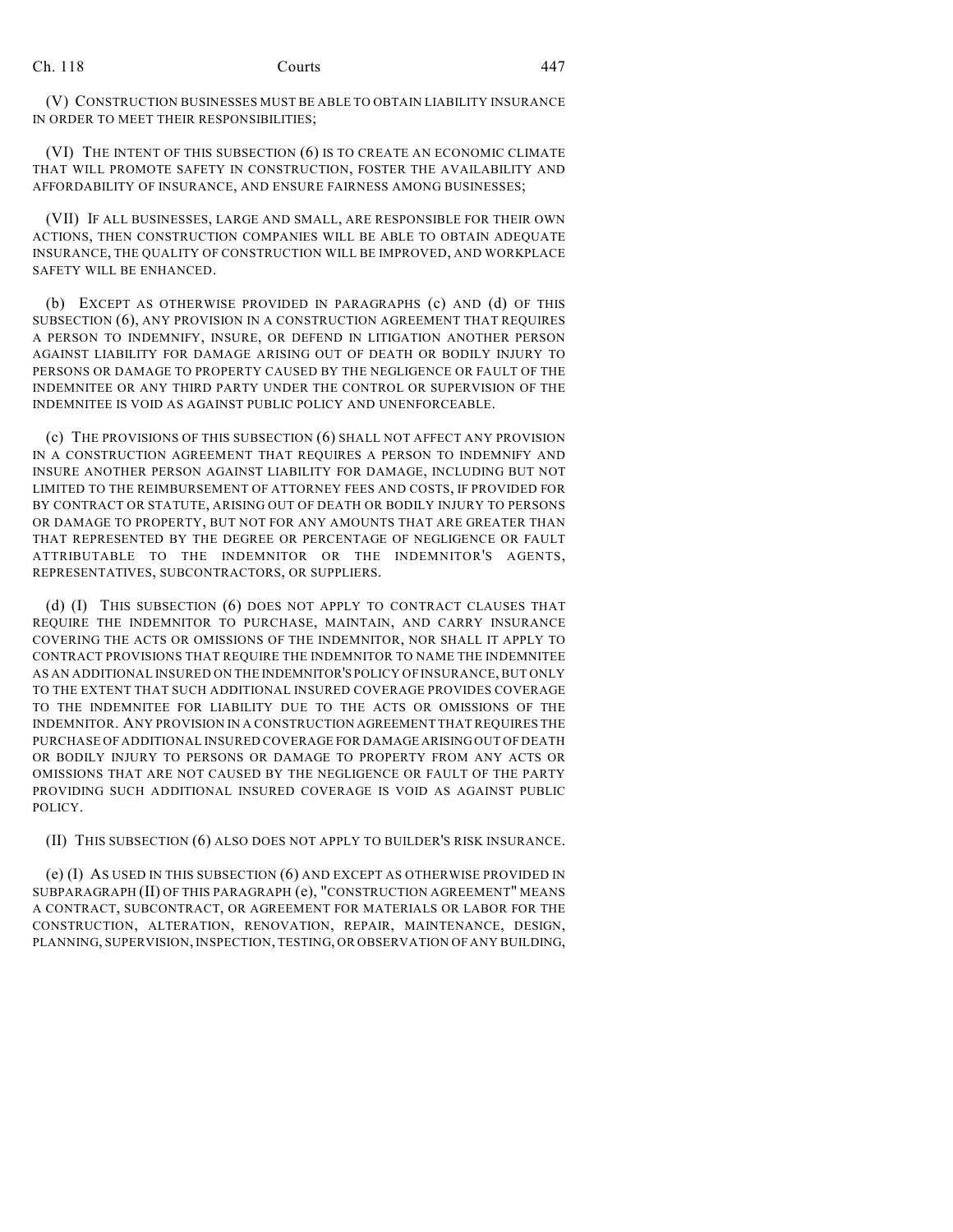(V) CONSTRUCTION BUSINESSES MUST BE ABLE TO OBTAIN LIABILITY INSURANCE IN ORDER TO MEET THEIR RESPONSIBILITIES;

(VI) THE INTENT OF THIS SUBSECTION (6) IS TO CREATE AN ECONOMIC CLIMATE THAT WILL PROMOTE SAFETY IN CONSTRUCTION, FOSTER THE AVAILABILITY AND AFFORDABILITY OF INSURANCE, AND ENSURE FAIRNESS AMONG BUSINESSES;

(VII) IF ALL BUSINESSES, LARGE AND SMALL, ARE RESPONSIBLE FOR THEIR OWN ACTIONS, THEN CONSTRUCTION COMPANIES WILL BE ABLE TO OBTAIN ADEQUATE INSURANCE, THE QUALITY OF CONSTRUCTION WILL BE IMPROVED, AND WORKPLACE SAFETY WILL BE ENHANCED.

(b) EXCEPT AS OTHERWISE PROVIDED IN PARAGRAPHS (c) AND (d) OF THIS SUBSECTION (6), ANY PROVISION IN A CONSTRUCTION AGREEMENT THAT REQUIRES A PERSON TO INDEMNIFY, INSURE, OR DEFEND IN LITIGATION ANOTHER PERSON AGAINST LIABILITY FOR DAMAGE ARISING OUT OF DEATH OR BODILY INJURY TO PERSONS OR DAMAGE TO PROPERTY CAUSED BY THE NEGLIGENCE OR FAULT OF THE INDEMNITEE OR ANY THIRD PARTY UNDER THE CONTROL OR SUPERVISION OF THE INDEMNITEE IS VOID AS AGAINST PUBLIC POLICY AND UNENFORCEABLE.

(c) THE PROVISIONS OF THIS SUBSECTION (6) SHALL NOT AFFECT ANY PROVISION IN A CONSTRUCTION AGREEMENT THAT REQUIRES A PERSON TO INDEMNIFY AND INSURE ANOTHER PERSON AGAINST LIABILITY FOR DAMAGE, INCLUDING BUT NOT LIMITED TO THE REIMBURSEMENT OF ATTORNEY FEES AND COSTS, IF PROVIDED FOR BY CONTRACT OR STATUTE, ARISING OUT OF DEATH OR BODILY INJURY TO PERSONS OR DAMAGE TO PROPERTY, BUT NOT FOR ANY AMOUNTS THAT ARE GREATER THAN THAT REPRESENTED BY THE DEGREE OR PERCENTAGE OF NEGLIGENCE OR FAULT ATTRIBUTABLE TO THE INDEMNITOR OR THE INDEMNITOR'S AGENTS, REPRESENTATIVES, SUBCONTRACTORS, OR SUPPLIERS.

(d) (I) THIS SUBSECTION (6) DOES NOT APPLY TO CONTRACT CLAUSES THAT REQUIRE THE INDEMNITOR TO PURCHASE, MAINTAIN, AND CARRY INSURANCE COVERING THE ACTS OR OMISSIONS OF THE INDEMNITOR, NOR SHALL IT APPLY TO CONTRACT PROVISIONS THAT REQUIRE THE INDEMNITOR TO NAME THE INDEMNITEE AS AN ADDITIONAL INSURED ON THE INDEMNITOR'S POLICY OF INSURANCE, BUT ONLY TO THE EXTENT THAT SUCH ADDITIONAL INSURED COVERAGE PROVIDES COVERAGE TO THE INDEMNITEE FOR LIABILITY DUE TO THE ACTS OR OMISSIONS OF THE INDEMNITOR. ANY PROVISION IN A CONSTRUCTION AGREEMENT THAT REQUIRES THE PURCHASE OF ADDITIONAL INSURED COVERAGE FOR DAMAGE ARISING OUT OF DEATH OR BODILY INJURY TO PERSONS OR DAMAGE TO PROPERTY FROM ANY ACTS OR OMISSIONS THAT ARE NOT CAUSED BY THE NEGLIGENCE OR FAULT OF THE PARTY PROVIDING SUCH ADDITIONAL INSURED COVERAGE IS VOID AS AGAINST PUBLIC POLICY.

(II) THIS SUBSECTION (6) ALSO DOES NOT APPLY TO BUILDER'S RISK INSURANCE.

(e) (I) AS USED IN THIS SUBSECTION (6) AND EXCEPT AS OTHERWISE PROVIDED IN SUBPARAGRAPH (II) OF THIS PARAGRAPH (e), "CONSTRUCTION AGREEMENT" MEANS A CONTRACT, SUBCONTRACT, OR AGREEMENT FOR MATERIALS OR LABOR FOR THE CONSTRUCTION, ALTERATION, RENOVATION, REPAIR, MAINTENANCE, DESIGN, PLANNING, SUPERVISION, INSPECTION, TESTING, OR OBSERVATION OF ANY BUILDING,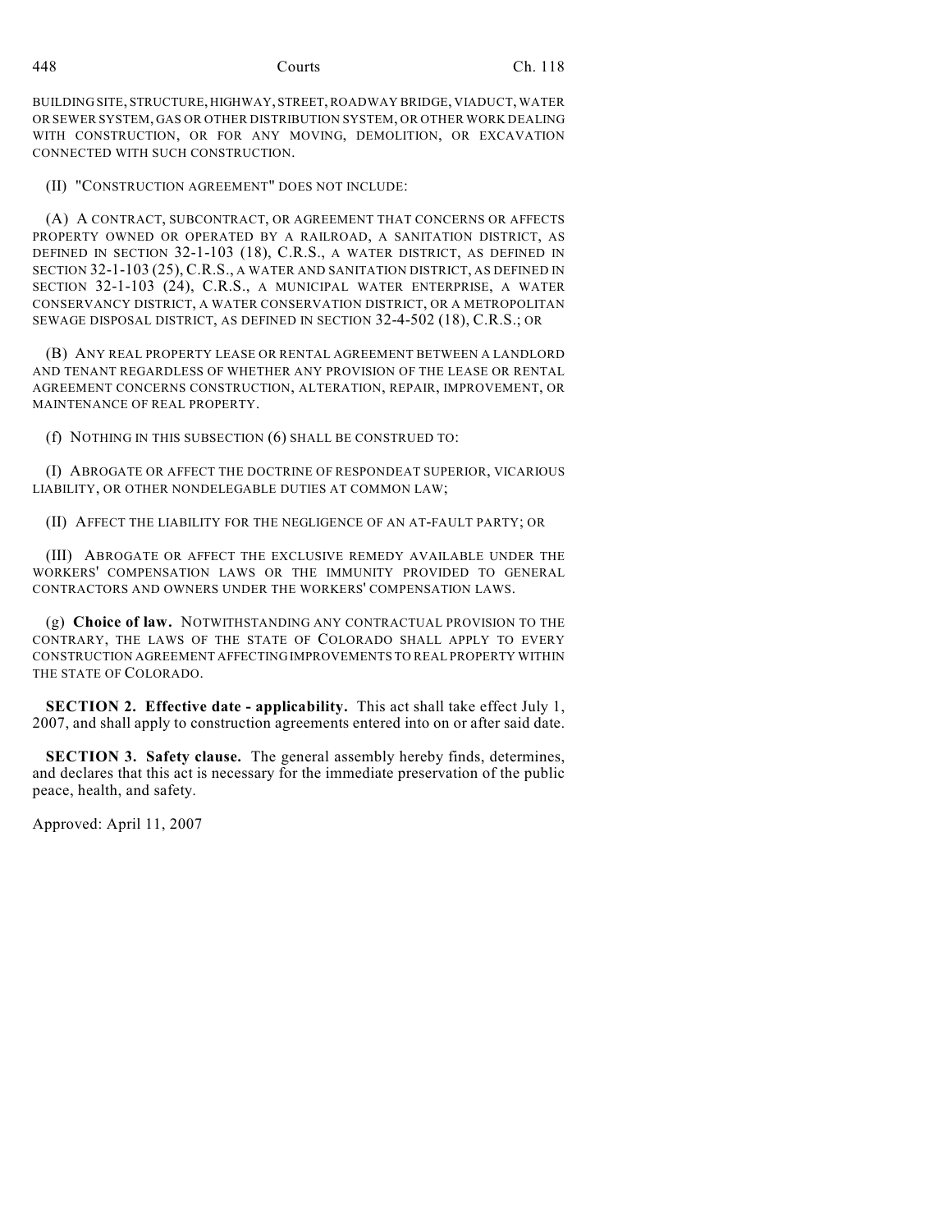BUILDING SITE, STRUCTURE, HIGHWAY, STREET, ROADWAY BRIDGE, VIADUCT, WATER OR SEWER SYSTEM, GAS OR OTHER DISTRIBUTION SYSTEM, OR OTHER WORK DEALING WITH CONSTRUCTION, OR FOR ANY MOVING, DEMOLITION, OR EXCAVATION CONNECTED WITH SUCH CONSTRUCTION.

(II) "CONSTRUCTION AGREEMENT" DOES NOT INCLUDE:

(A) A CONTRACT, SUBCONTRACT, OR AGREEMENT THAT CONCERNS OR AFFECTS PROPERTY OWNED OR OPERATED BY A RAILROAD, A SANITATION DISTRICT, AS DEFINED IN SECTION 32-1-103 (18), C.R.S., A WATER DISTRICT, AS DEFINED IN SECTION 32-1-103 (25), C.R.S., A WATER AND SANITATION DISTRICT, AS DEFINED IN SECTION 32-1-103 (24), C.R.S., A MUNICIPAL WATER ENTERPRISE, A WATER CONSERVANCY DISTRICT, A WATER CONSERVATION DISTRICT, OR A METROPOLITAN SEWAGE DISPOSAL DISTRICT, AS DEFINED IN SECTION 32-4-502 (18), C.R.S.; OR

(B) ANY REAL PROPERTY LEASE OR RENTAL AGREEMENT BETWEEN A LANDLORD AND TENANT REGARDLESS OF WHETHER ANY PROVISION OF THE LEASE OR RENTAL AGREEMENT CONCERNS CONSTRUCTION, ALTERATION, REPAIR, IMPROVEMENT, OR MAINTENANCE OF REAL PROPERTY.

(f) NOTHING IN THIS SUBSECTION (6) SHALL BE CONSTRUED TO:

(I) ABROGATE OR AFFECT THE DOCTRINE OF RESPONDEAT SUPERIOR, VICARIOUS LIABILITY, OR OTHER NONDELEGABLE DUTIES AT COMMON LAW;

(II) AFFECT THE LIABILITY FOR THE NEGLIGENCE OF AN AT-FAULT PARTY; OR

(III) ABROGATE OR AFFECT THE EXCLUSIVE REMEDY AVAILABLE UNDER THE WORKERS' COMPENSATION LAWS OR THE IMMUNITY PROVIDED TO GENERAL CONTRACTORS AND OWNERS UNDER THE WORKERS' COMPENSATION LAWS.

(g) **Choice of law.** NOTWITHSTANDING ANY CONTRACTUAL PROVISION TO THE CONTRARY, THE LAWS OF THE STATE OF COLORADO SHALL APPLY TO EVERY CONSTRUCTION AGREEMENT AFFECTING IMPROVEMENTS TO REAL PROPERTY WITHIN THE STATE OF COLORADO.

**SECTION 2. Effective date - applicability.** This act shall take effect July 1, 2007, and shall apply to construction agreements entered into on or after said date.

**SECTION 3. Safety clause.** The general assembly hereby finds, determines, and declares that this act is necessary for the immediate preservation of the public peace, health, and safety.

Approved: April 11, 2007